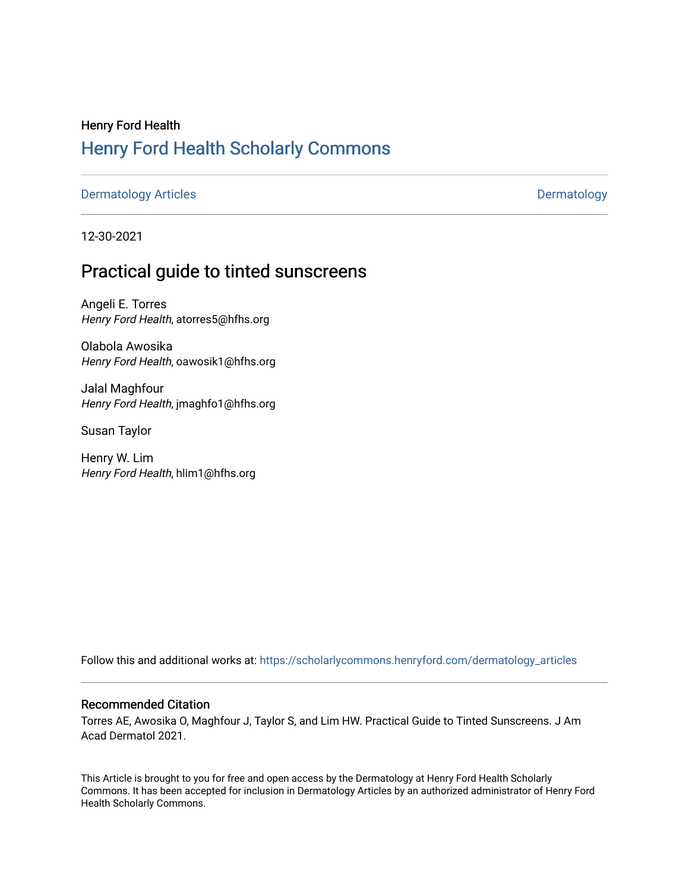Henry Ford Health

## Henry Ford Health Scholarly Commons

Dermatology Articles | Dermatology

12-30-2021

# Practical guide to tinted sunscreens

Angeli E. Torres
*Henry Ford Health*, atorres5@hfhs.org

Olabola Awosika
*Henry Ford Health*, oawosik1@hfhs.org

Jalal Maghfour
*Henry Ford Health*, jmaghfo1@hfhs.org

Susan Taylor

Henry W. Lim
*Henry Ford Health*, hlim1@hfhs.org

Follow this and additional works at: https://scholarlycommons.henryford.com/dermatology_articles

### Recommended Citation

Torres AE, Awosika O, Maghfour J, Taylor S, and Lim HW. Practical Guide to Tinted Sunscreens. J Am Acad Dermatol 2021.

This Article is brought to you for free and open access by the Dermatology at Henry Ford Health Scholarly Commons. It has been accepted for inclusion in Dermatology Articles by an authorized administrator of Henry Ford Health Scholarly Commons.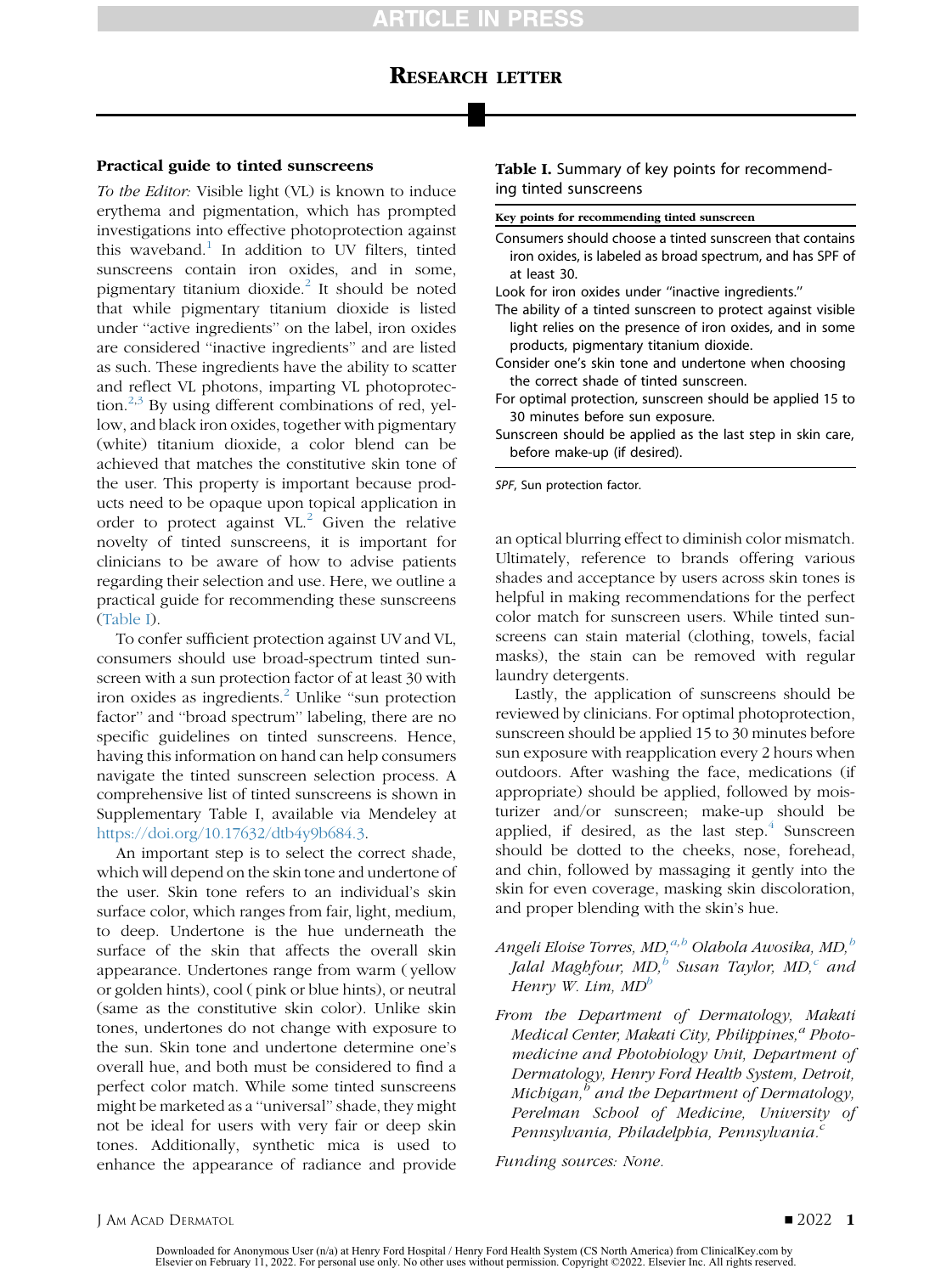# RESEARCH LETTER

## Practical guide to tinted sunscreens

*To the Editor:* Visible light (VL) is known to induce erythema and pigmentation, which has prompted investigations into effective photoprotection against this waveband.[1] In addition to UV filters, tinted sunscreens contain iron oxides, and in some, pigmentary titanium dioxide.[2] It should be noted that while pigmentary titanium dioxide is listed under "active ingredients" on the label, iron oxides are considered "inactive ingredients" and are listed as such. These ingredients have the ability to scatter and reflect VL photons, imparting VL photoprotection.[2,3] By using different combinations of red, yellow, and black iron oxides, together with pigmentary (white) titanium dioxide, a color blend can be achieved that matches the constitutive skin tone of the user. This property is important because products need to be opaque upon topical application in order to protect against VL.[2] Given the relative novelty of tinted sunscreens, it is important for clinicians to be aware of how to advise patients regarding their selection and use. Here, we outline a practical guide for recommending these sunscreens (Table I).

To confer sufficient protection against UV and VL, consumers should use broad-spectrum tinted sunscreen with a sun protection factor of at least 30 with iron oxides as ingredients.[2] Unlike "sun protection factor" and "broad spectrum" labeling, there are no specific guidelines on tinted sunscreens. Hence, having this information on hand can help consumers navigate the tinted sunscreen selection process. A comprehensive list of tinted sunscreens is shown in Supplementary Table I, available via Mendeley at https://doi.org/10.17632/dtb4y9b684.3.

An important step is to select the correct shade, which will depend on the skin tone and undertone of the user. Skin tone refers to an individual's skin surface color, which ranges from fair, light, medium, to deep. Undertone is the hue underneath the surface of the skin that affects the overall skin appearance. Undertones range from warm (yellow or golden hints), cool (pink or blue hints), or neutral (same as the constitutive skin color). Unlike skin tones, undertones do not change with exposure to the sun. Skin tone and undertone determine one's overall hue, and both must be considered to find a perfect color match. While some tinted sunscreens might be marketed as a "universal" shade, they might not be ideal for users with very fair or deep skin tones. Additionally, synthetic mica is used to enhance the appearance of radiance and provide an optical blurring effect to diminish color mismatch. Ultimately, reference to brands offering various shades and acceptance by users across skin tones is helpful in making recommendations for the perfect color match for sunscreen users. While tinted sunscreens can stain material (clothing, towels, facial masks), the stain can be removed with regular laundry detergents.

**Table I.** Summary of key points for recommending tinted sunscreens

| Key points for recommending tinted sunscreen |
|---|
| Consumers should choose a tinted sunscreen that contains iron oxides, is labeled as broad spectrum, and has SPF of at least 30. |
| Look for iron oxides under "inactive ingredients." |
| The ability of a tinted sunscreen to protect against visible light relies on the presence of iron oxides, and in some products, pigmentary titanium dioxide. |
| Consider one's skin tone and undertone when choosing the correct shade of tinted sunscreen. |
| For optimal protection, sunscreen should be applied 15 to 30 minutes before sun exposure. |
| Sunscreen should be applied as the last step in skin care, before make-up (if desired). |

*SPF*, Sun protection factor.

Lastly, the application of sunscreens should be reviewed by clinicians. For optimal photoprotection, sunscreen should be applied 15 to 30 minutes before sun exposure with reapplication every 2 hours when outdoors. After washing the face, medications (if appropriate) should be applied, followed by moisturizer and/or sunscreen; make-up should be applied, if desired, as the last step.[4] Sunscreen should be dotted to the cheeks, nose, forehead, and chin, followed by massaging it gently into the skin for even coverage, masking skin discoloration, and proper blending with the skin's hue.

*Angeli Eloise Torres, MD,[a,b] Olabola Awosika, MD,[b] Jalal Maghfour, MD,[b] Susan Taylor, MD,[c] and Henry W. Lim, MD[b]*

*From the Department of Dermatology, Makati Medical Center, Makati City, Philippines,[a] Photomedicine and Photobiology Unit, Department of Dermatology, Henry Ford Health System, Detroit, Michigan,[b] and the Department of Dermatology, Perelman School of Medicine, University of Pennsylvania, Philadelphia, Pennsylvania.[c]*

*Funding sources: None.*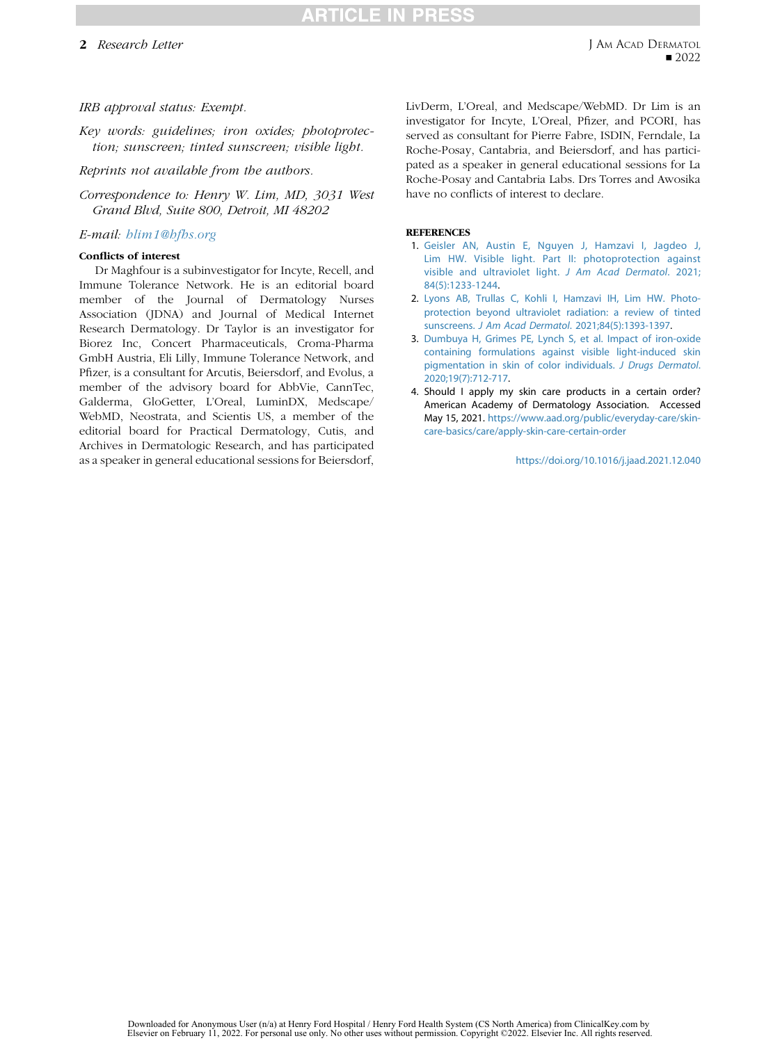*IRB approval status: Exempt.*

*Key words: guidelines; iron oxides; photoprotection; sunscreen; tinted sunscreen; visible light.*

*Reprints not available from the authors.*

*Correspondence to: Henry W. Lim, MD, 3031 West Grand Blvd, Suite 800, Detroit, MI 48202*

*E-mail: hlim1@hfhs.org*

**Conflicts of interest**

Dr Maghfour is a subinvestigator for Incyte, Recell, and Immune Tolerance Network. He is an editorial board member of the Journal of Dermatology Nurses Association (JDNA) and Journal of Medical Internet Research Dermatology. Dr Taylor is an investigator for Biorez Inc, Concert Pharmaceuticals, Croma-Pharma GmbH Austria, Eli Lilly, Immune Tolerance Network, and Pfizer, is a consultant for Arcutis, Beiersdorf, and Evolus, a member of the advisory board for AbbVie, CannTec, Galderma, GloGetter, L'Oreal, LuminDX, Medscape/WebMD, Neostrata, and Scientis US, a member of the editorial board for Practical Dermatology, Cutis, and Archives in Dermatologic Research, and has participated as a speaker in general educational sessions for Beiersdorf, LivDerm, L'Oreal, and Medscape/WebMD. Dr Lim is an investigator for Incyte, L'Oreal, Pfizer, and PCORI, has served as consultant for Pierre Fabre, ISDIN, Ferndale, La Roche-Posay, Cantabria, and Beiersdorf, and has participated as a speaker in general educational sessions for La Roche-Posay and Cantabria Labs. Drs Torres and Awosika have no conflicts of interest to declare.

**REFERENCES**

1. Geisler AN, Austin E, Nguyen J, Hamzavi I, Jagdeo J, Lim HW. Visible light. Part II: photoprotection against visible and ultraviolet light. *J Am Acad Dermatol*. 2021;84(5):1233-1244.
2. Lyons AB, Trullas C, Kohli I, Hamzavi IH, Lim HW. Photoprotection beyond ultraviolet radiation: a review of tinted sunscreens. *J Am Acad Dermatol*. 2021;84(5):1393-1397.
3. Dumbuya H, Grimes PE, Lynch S, et al. Impact of iron-oxide containing formulations against visible light-induced skin pigmentation in skin of color individuals. *J Drugs Dermatol*. 2020;19(7):712-717.
4. Should I apply my skin care products in a certain order? American Academy of Dermatology Association. Accessed May 15, 2021. https://www.aad.org/public/everyday-care/skin-care-basics/care/apply-skin-care-certain-order

https://doi.org/10.1016/j.jaad.2021.12.040